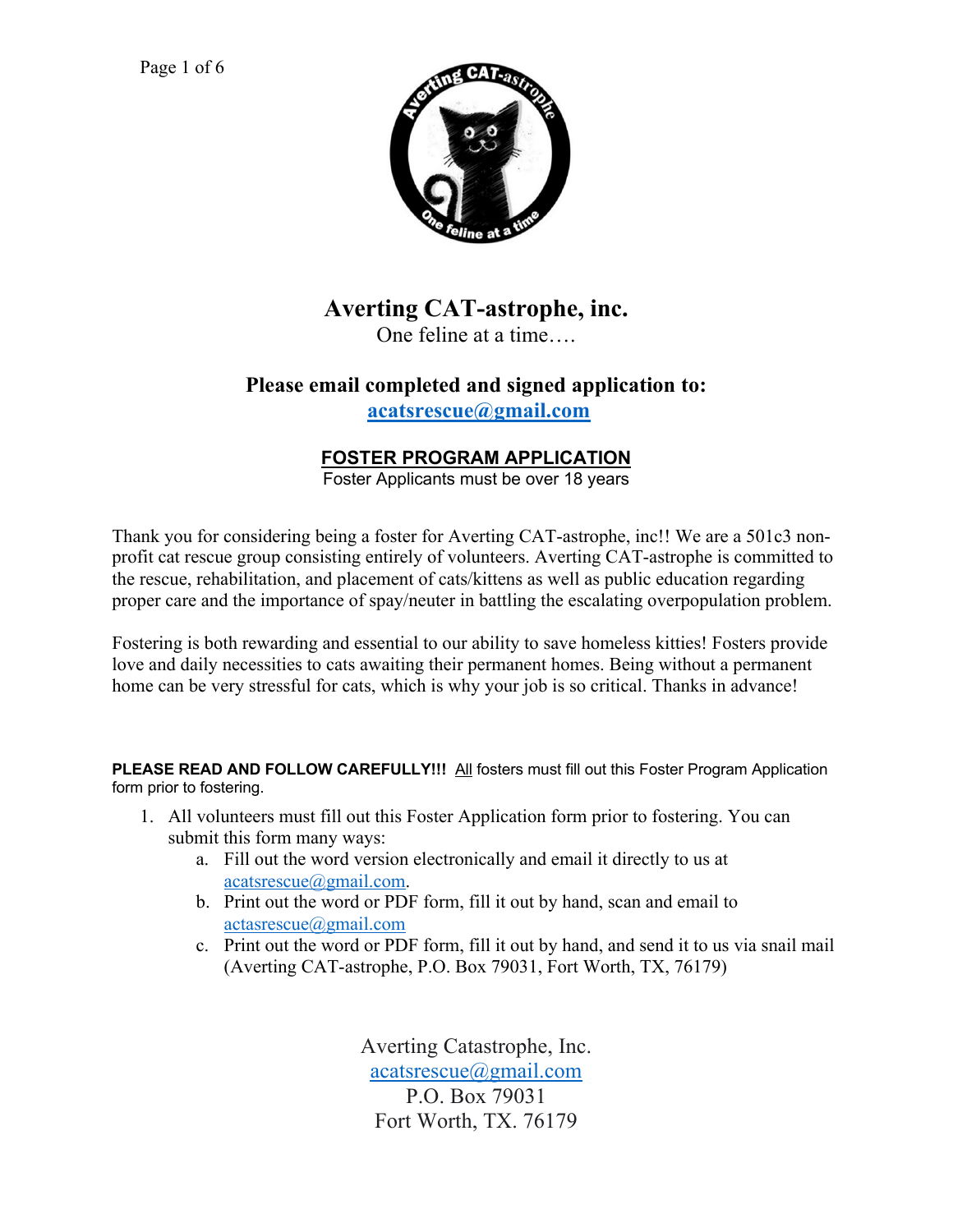# Averting CAT-astrophe, inc.

One feline at a time….

## Please email completed and signed application to:

**acatsrescue@gmail.com**

## FOSTER PROGRAM APPLICATION

Foster Applicants must be over 18 years

Thank you for considering being a foster for Averting CAT-astrophe, inc!! We are a 501c3 non-profit cat rescue group consisting entirely of volunteers. Averting CAT-astrophe is committed to the rescue, rehabilitation, and placement of cats/kittens as well as public education regarding proper care and the importance of spay/neuter in battling the escalating overpopulation problem.

Fostering is both rewarding and essential to our ability to save homeless kitties! Fosters provide love and daily necessities to cats awaiting their permanent homes. Being without a permanent home can be very stressful for cats, which is why your job is so critical. Thanks in advance!

**PLEASE READ AND FOLLOW CAREFULLY!!!** All fosters must fill out this Foster Program Application form prior to fostering.

1. All volunteers must fill out this Foster Application form prior to fostering. You can submit this form many ways:
   a. Fill out the word version electronically and email it directly to us at acatsrescue@gmail.com.
   b. Print out the word or PDF form, fill it out by hand, scan and email to actasrescue@gmail.com
   c. Print out the word or PDF form, fill it out by hand, and send it to us via snail mail (Averting CAT-astrophe, P.O. Box 79031, Fort Worth, TX, 76179)

Averting Catastrophe, Inc.
acatsrescue@gmail.com
P.O. Box 79031
Fort Worth, TX. 76179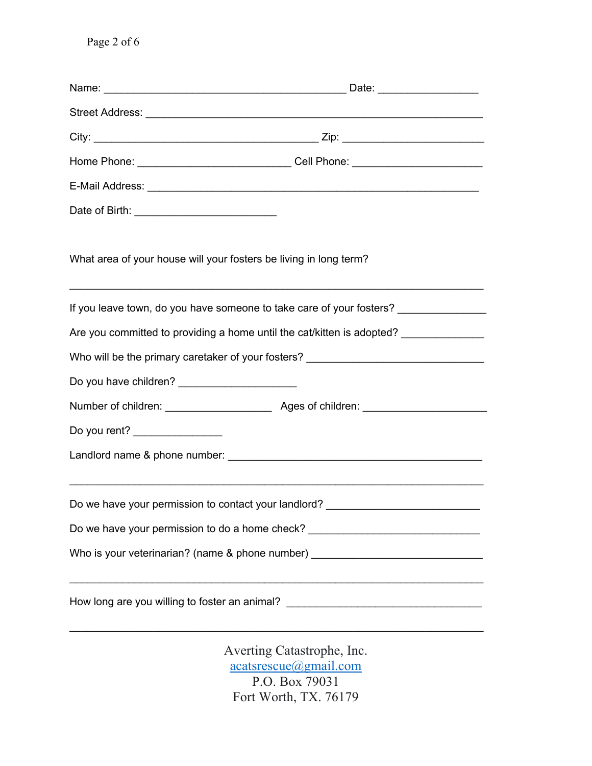Name: ___________________________________________ Date: __________________

Street Address: ____________________________________________________________

City: ________________________________________ Zip: _________________________

Home Phone: ___________________________ Cell Phone: _______________________

E-Mail Address: ___________________________________________________________

Date of Birth: _________________________

What area of your house will your fosters be living in long term?

__________________________________________________________________________

If you leave town, do you have someone to take care of your fosters? _______________

Are you committed to providing a home until the cat/kitten is adopted? ______________

Who will be the primary caretaker of your fosters? _______________________________

Do you have children? _____________________

Number of children: ___________________ Ages of children: ______________________

Do you rent? ________________

Landlord name & phone number: _____________________________________________

__________________________________________________________________________

Do we have your permission to contact your landlord? ___________________________

Do we have your permission to do a home check? ______________________________

Who is your veterinarian? (name & phone number) ______________________________

__________________________________________________________________________

How long are you willing to foster an animal? __________________________________

__________________________________________________________________________

Averting Catastrophe, Inc.
acatsrescue@gmail.com
P.O. Box 79031
Fort Worth, TX. 76179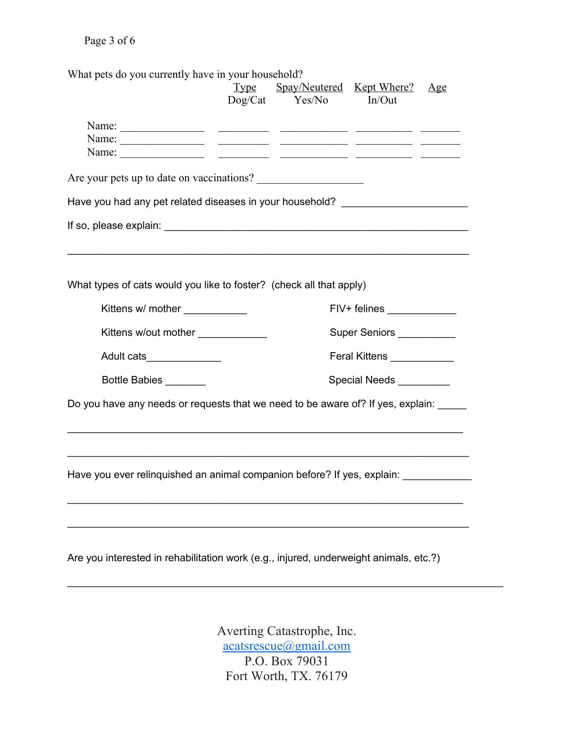What pets do you currently have in your household?

| | Type Dog/Cat | Spay/Neutered Yes/No | Kept Where? In/Out | Age |
|---|---|---|---|---|
| Name: _______________ | _________ | ____________ | __________ | _______ |
| Name: _______________ | _________ | ____________ | __________ | _______ |
| Name: _______________ | _________ | ____________ | __________ | _______ |

Are your pets up to date on vaccinations? ___________________

Have you had any pet related diseases in your household? ______________________

If so, please explain: ________________________________________________________

______________________________________________________________________

What types of cats would you like to foster? (check all that apply)

Kittens w/ mother ___________

Kittens w/out mother ____________

Adult cats_____________

Bottle Babies _______

FIV+ felines ____________

Super Seniors __________

Feral Kittens ___________

Special Needs _________

Do you have any needs or requests that we need to be aware of? If yes, explain: _____

______________________________________________________________________

______________________________________________________________________

Have you ever relinquished an animal companion before? If yes, explain: ____________

______________________________________________________________________

______________________________________________________________________

Are you interested in rehabilitation work (e.g., injured, underweight animals, etc.?)

______________________________________________________________________

Averting Catastrophe, Inc.
acatsrescue@gmail.com
P.O. Box 79031
Fort Worth, TX. 76179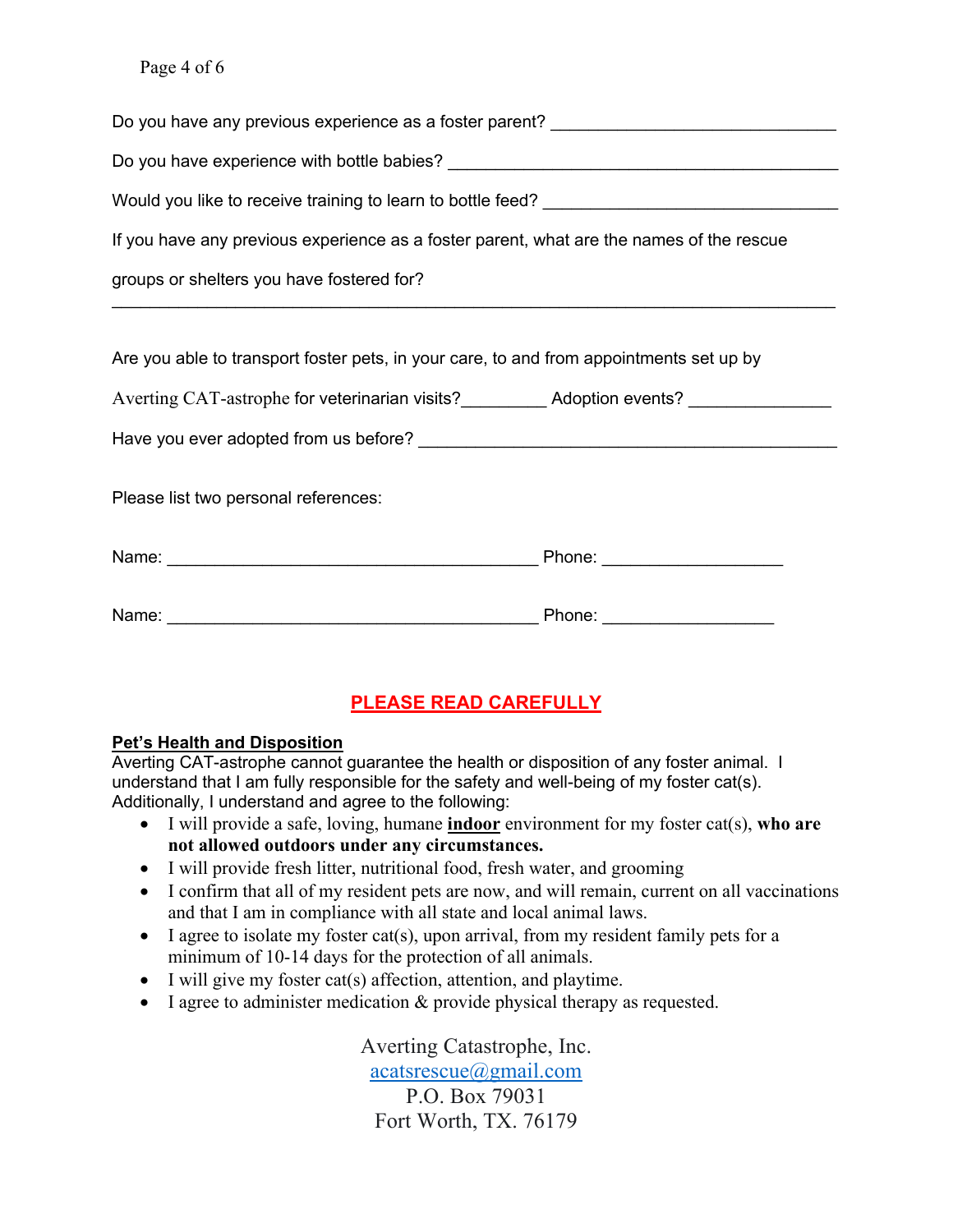Do you have any previous experience as a foster parent? ______________________________

Do you have experience with bottle babies? __________________________________________

Would you like to receive training to learn to bottle feed? _________________________________

If you have any previous experience as a foster parent, what are the names of the rescue groups or shelters you have fostered for?

________________________________________________________________________________

Are you able to transport foster pets, in your care, to and from appointments set up by Averting CAT-astrophe for veterinarian visits?_________ Adoption events? _______________

Have you ever adopted from us before? ______________________________________________

Please list two personal references:

Name: ________________________________________ Phone: ___________________

Name: ________________________________________ Phone: __________________

## PLEASE READ CAREFULLY

**Pet's Health and Disposition**

Averting CAT-astrophe cannot guarantee the health or disposition of any foster animal. I understand that I am fully responsible for the safety and well-being of my foster cat(s). Additionally, I understand and agree to the following:

- I will provide a safe, loving, humane **indoor** environment for my foster cat(s), **who are not allowed outdoors under any circumstances.**
- I will provide fresh litter, nutritional food, fresh water, and grooming
- I confirm that all of my resident pets are now, and will remain, current on all vaccinations and that I am in compliance with all state and local animal laws.
- I agree to isolate my foster cat(s), upon arrival, from my resident family pets for a minimum of 10-14 days for the protection of all animals.
- I will give my foster cat(s) affection, attention, and playtime.
- I agree to administer medication & provide physical therapy as requested.

Averting Catastrophe, Inc.
acatsrescue@gmail.com
P.O. Box 79031
Fort Worth, TX. 76179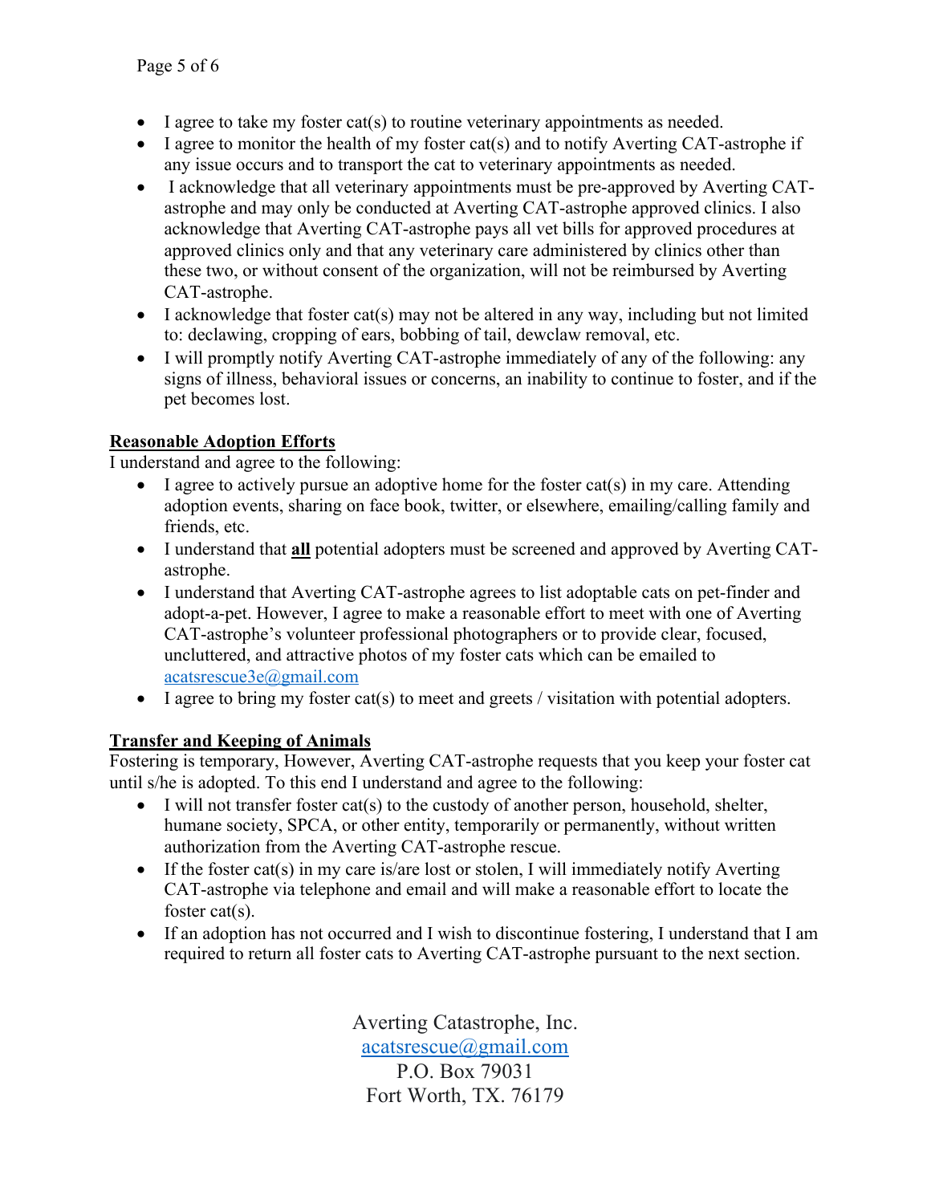- I agree to take my foster cat(s) to routine veterinary appointments as needed.
- I agree to monitor the health of my foster cat(s) and to notify Averting CAT-astrophe if any issue occurs and to transport the cat to veterinary appointments as needed.
- I acknowledge that all veterinary appointments must be pre-approved by Averting CAT-astrophe and may only be conducted at Averting CAT-astrophe approved clinics. I also acknowledge that Averting CAT-astrophe pays all vet bills for approved procedures at approved clinics only and that any veterinary care administered by clinics other than these two, or without consent of the organization, will not be reimbursed by Averting CAT-astrophe.
- I acknowledge that foster cat(s) may not be altered in any way, including but not limited to: declawing, cropping of ears, bobbing of tail, dewclaw removal, etc.
- I will promptly notify Averting CAT-astrophe immediately of any of the following: any signs of illness, behavioral issues or concerns, an inability to continue to foster, and if the pet becomes lost.

**Reasonable Adoption Efforts**

I understand and agree to the following:

- I agree to actively pursue an adoptive home for the foster cat(s) in my care. Attending adoption events, sharing on face book, twitter, or elsewhere, emailing/calling family and friends, etc.
- I understand that **all** potential adopters must be screened and approved by Averting CAT-astrophe.
- I understand that Averting CAT-astrophe agrees to list adoptable cats on pet-finder and adopt-a-pet. However, I agree to make a reasonable effort to meet with one of Averting CAT-astrophe's volunteer professional photographers or to provide clear, focused, uncluttered, and attractive photos of my foster cats which can be emailed to acatsrescue3e@gmail.com
- I agree to bring my foster cat(s) to meet and greets / visitation with potential adopters.

**Transfer and Keeping of Animals**

Fostering is temporary, However, Averting CAT-astrophe requests that you keep your foster cat until s/he is adopted. To this end I understand and agree to the following:

- I will not transfer foster cat(s) to the custody of another person, household, shelter, humane society, SPCA, or other entity, temporarily or permanently, without written authorization from the Averting CAT-astrophe rescue.
- If the foster cat(s) in my care is/are lost or stolen, I will immediately notify Averting CAT-astrophe via telephone and email and will make a reasonable effort to locate the foster cat(s).
- If an adoption has not occurred and I wish to discontinue fostering, I understand that I am required to return all foster cats to Averting CAT-astrophe pursuant to the next section.

Averting Catastrophe, Inc.
acatsrescue@gmail.com
P.O. Box 79031
Fort Worth, TX. 76179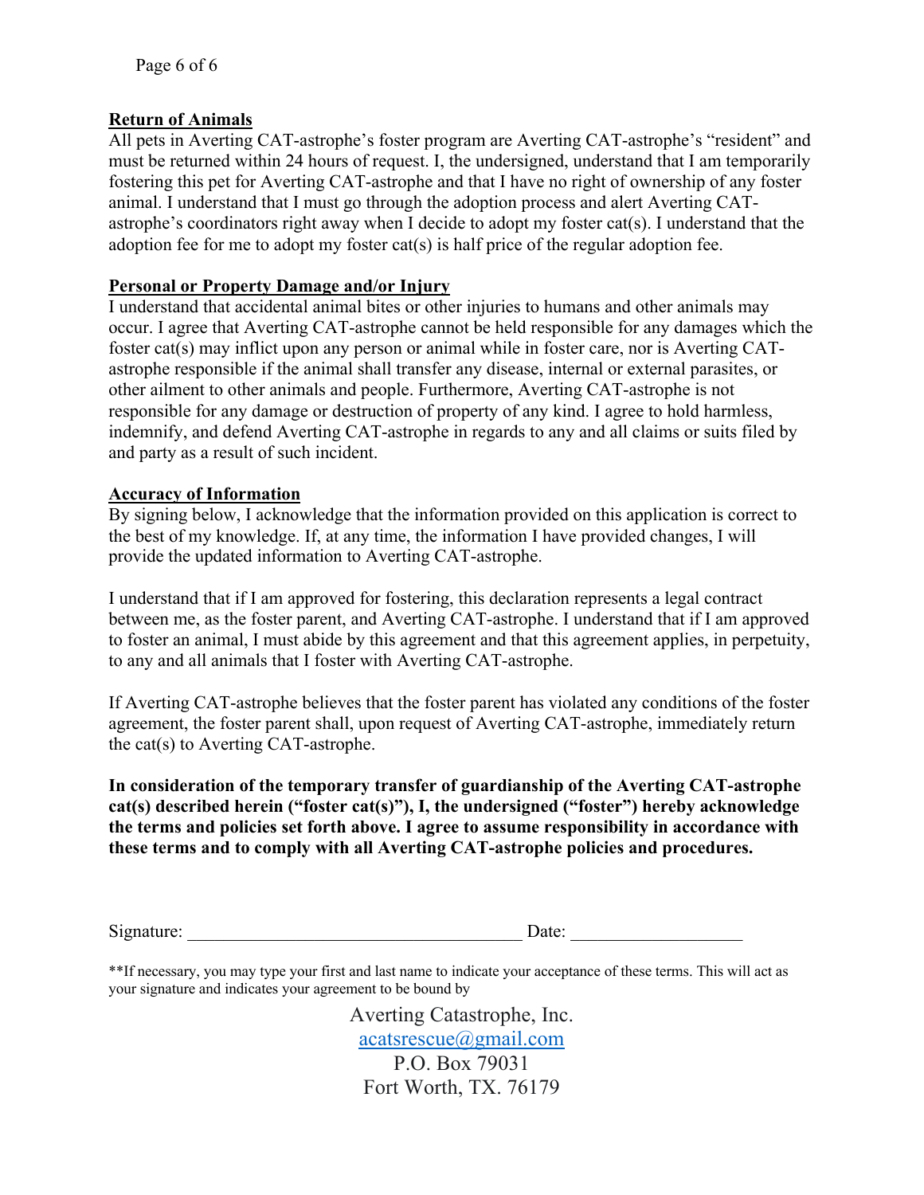**Return of Animals**

All pets in Averting CAT-astrophe's foster program are Averting CAT-astrophe's "resident" and must be returned within 24 hours of request. I, the undersigned, understand that I am temporarily fostering this pet for Averting CAT-astrophe and that I have no right of ownership of any foster animal. I understand that I must go through the adoption process and alert Averting CAT-astrophe's coordinators right away when I decide to adopt my foster cat(s). I understand that the adoption fee for me to adopt my foster cat(s) is half price of the regular adoption fee.

**Personal or Property Damage and/or Injury**

I understand that accidental animal bites or other injuries to humans and other animals may occur. I agree that Averting CAT-astrophe cannot be held responsible for any damages which the foster cat(s) may inflict upon any person or animal while in foster care, nor is Averting CAT-astrophe responsible if the animal shall transfer any disease, internal or external parasites, or other ailment to other animals and people. Furthermore, Averting CAT-astrophe is not responsible for any damage or destruction of property of any kind. I agree to hold harmless, indemnify, and defend Averting CAT-astrophe in regards to any and all claims or suits filed by and party as a result of such incident.

**Accuracy of Information**

By signing below, I acknowledge that the information provided on this application is correct to the best of my knowledge. If, at any time, the information I have provided changes, I will provide the updated information to Averting CAT-astrophe.

I understand that if I am approved for fostering, this declaration represents a legal contract between me, as the foster parent, and Averting CAT-astrophe. I understand that if I am approved to foster an animal, I must abide by this agreement and that this agreement applies, in perpetuity, to any and all animals that I foster with Averting CAT-astrophe.

If Averting CAT-astrophe believes that the foster parent has violated any conditions of the foster agreement, the foster parent shall, upon request of Averting CAT-astrophe, immediately return the cat(s) to Averting CAT-astrophe.

**In consideration of the temporary transfer of guardianship of the Averting CAT-astrophe cat(s) described herein ("foster cat(s)"), I, the undersigned ("foster") hereby acknowledge the terms and policies set forth above. I agree to assume responsibility in accordance with these terms and to comply with all Averting CAT-astrophe policies and procedures.**

Signature: ____________________________________ Date: __________________

**If necessary, you may type your first and last name to indicate your acceptance of these terms. This will act as your signature and indicates your agreement to be bound by

Averting Catastrophe, Inc.
acatsrescue@gmail.com
P.O. Box 79031
Fort Worth, TX. 76179